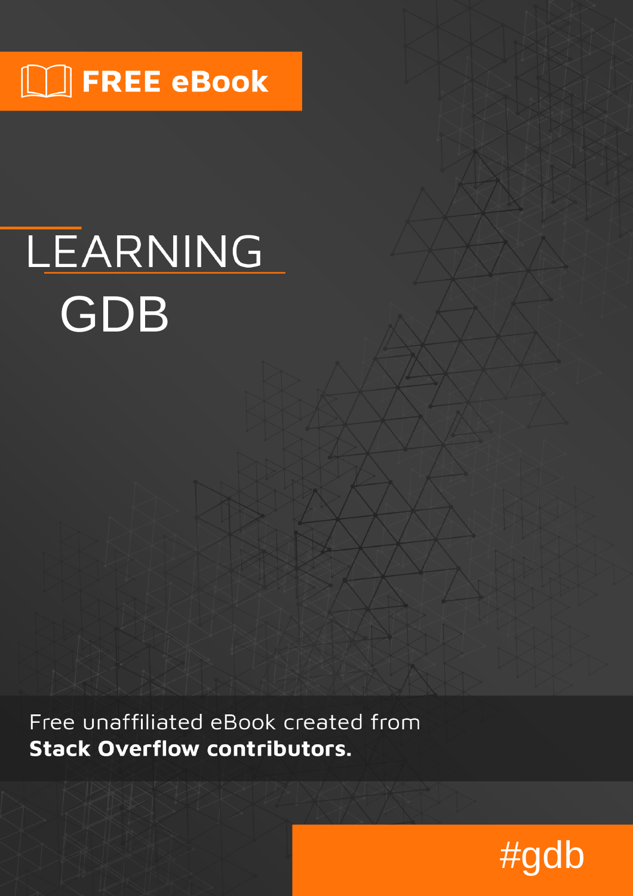FREE eBook

# LEARNING GDB

Free unaffiliated eBook created from **Stack Overflow contributors.**

#gdb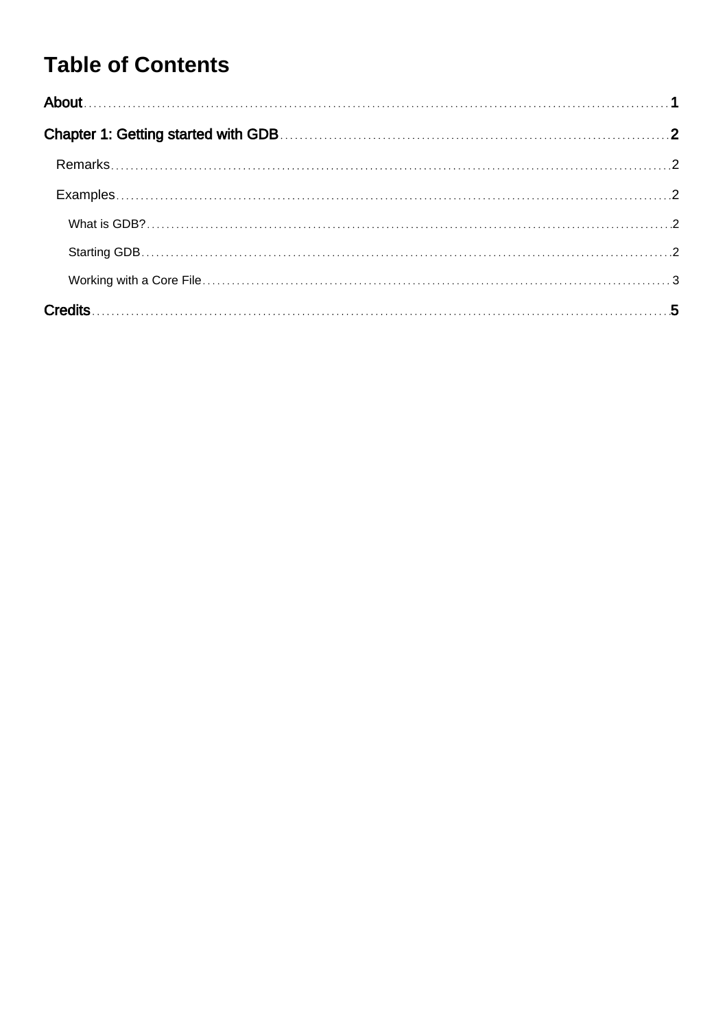# Table of Contents

**About** .......... 1

**Chapter 1: Getting started with GDB** .......... 2

- Remarks .......... 2
- Examples .......... 2
  - What is GDB? .......... 2
  - Starting GDB .......... 2
  - Working with a Core File .......... 3

**Credits** .......... 5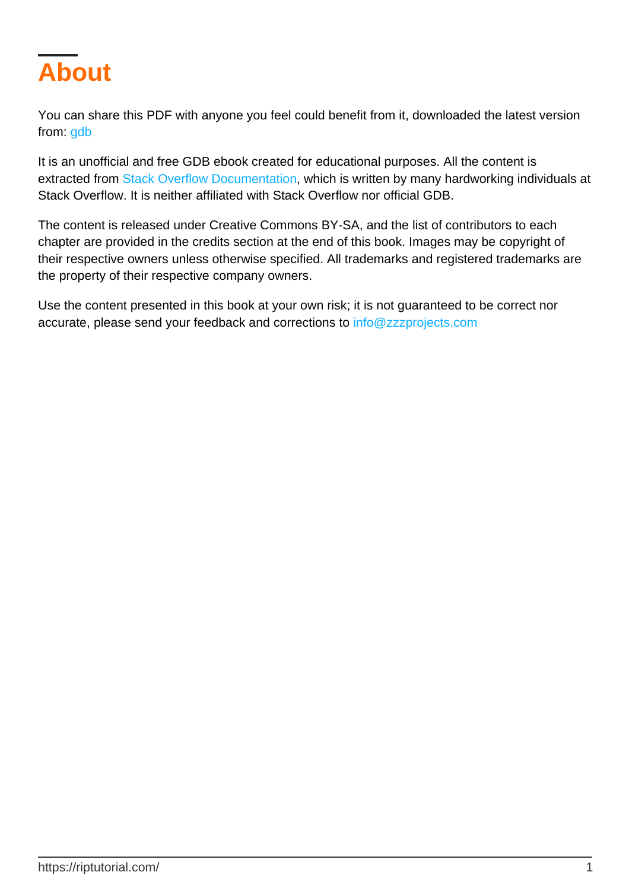# About

You can share this PDF with anyone you feel could benefit from it, downloaded the latest version from: gdb

It is an unofficial and free GDB ebook created for educational purposes. All the content is extracted from Stack Overflow Documentation, which is written by many hardworking individuals at Stack Overflow. It is neither affiliated with Stack Overflow nor official GDB.

The content is released under Creative Commons BY-SA, and the list of contributors to each chapter are provided in the credits section at the end of this book. Images may be copyright of their respective owners unless otherwise specified. All trademarks and registered trademarks are the property of their respective company owners.

Use the content presented in this book at your own risk; it is not guaranteed to be correct nor accurate, please send your feedback and corrections to info@zzzprojects.com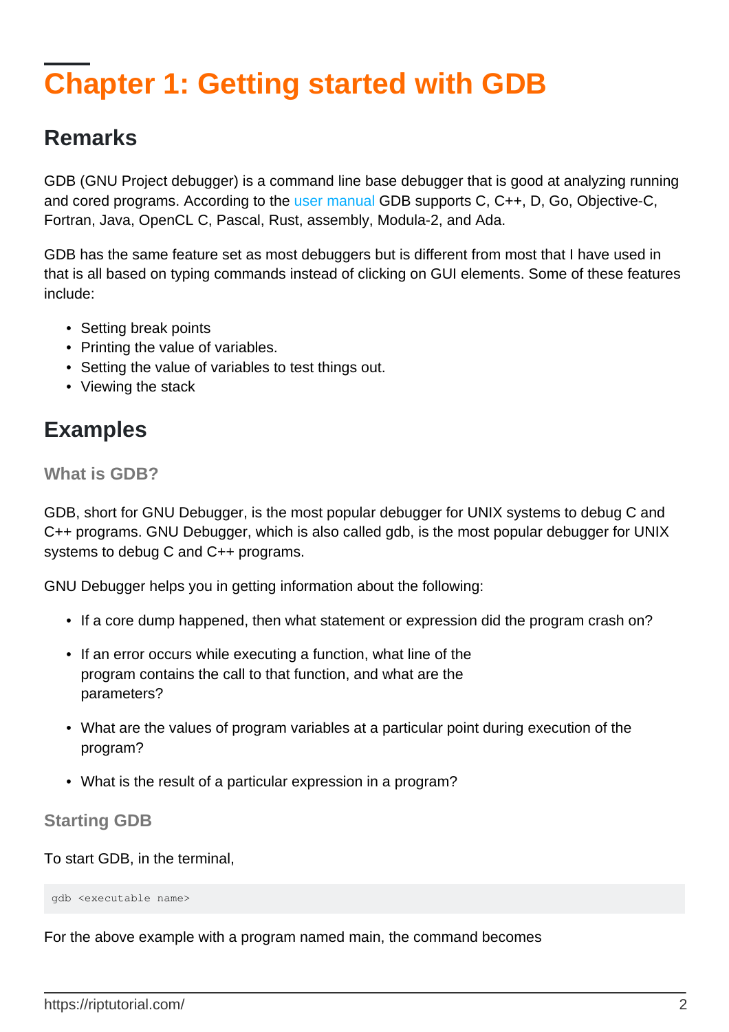# Chapter 1: Getting started with GDB

## Remarks

GDB (GNU Project debugger) is a command line base debugger that is good at analyzing running and cored programs. According to the user manual GDB supports C, C++, D, Go, Objective-C, Fortran, Java, OpenCL C, Pascal, Rust, assembly, Modula-2, and Ada.

GDB has the same feature set as most debuggers but is different from most that I have used in that is all based on typing commands instead of clicking on GUI elements. Some of these features include:

- Setting break points
- Printing the value of variables.
- Setting the value of variables to test things out.
- Viewing the stack

## Examples

### What is GDB?

GDB, short for GNU Debugger, is the most popular debugger for UNIX systems to debug C and C++ programs. GNU Debugger, which is also called gdb, is the most popular debugger for UNIX systems to debug C and C++ programs.

GNU Debugger helps you in getting information about the following:

- If a core dump happened, then what statement or expression did the program crash on?
- If an error occurs while executing a function, what line of the program contains the call to that function, and what are the parameters?
- What are the values of program variables at a particular point during execution of the program?
- What is the result of a particular expression in a program?

### Starting GDB

To start GDB, in the terminal,

```
gdb <executable name>
```

For the above example with a program named main, the command becomes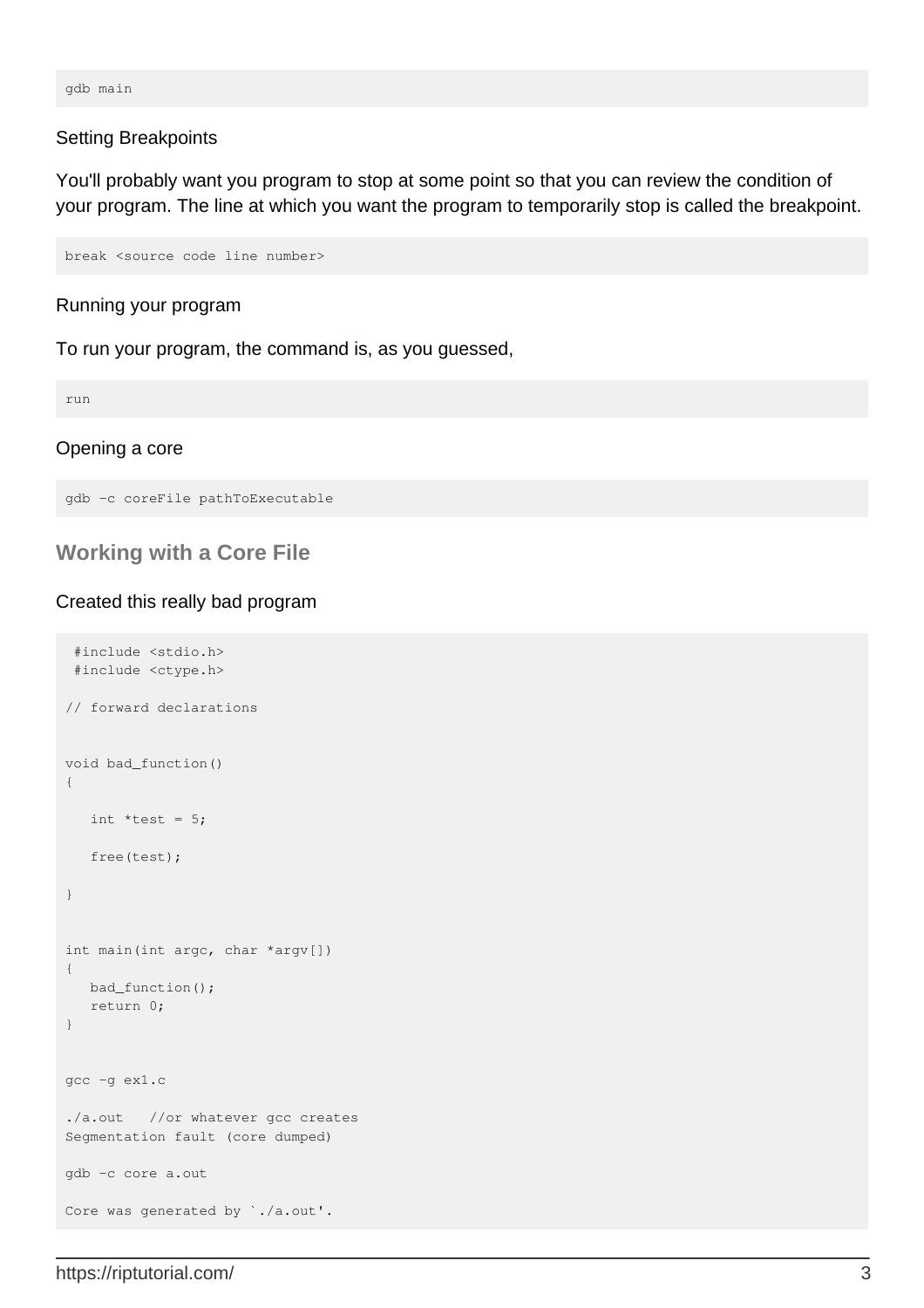```
gdb main
```

Setting Breakpoints

You'll probably want you program to stop at some point so that you can review the condition of your program. The line at which you want the program to temporarily stop is called the breakpoint.

```
break <source code line number>
```

Running your program

To run your program, the command is, as you guessed,

```
run
```

Opening a core

```
gdb -c coreFile pathToExecutable
```

## Working with a Core File

Created this really bad program

```
 #include <stdio.h>
 #include <ctype.h>

// forward declarations


void bad_function()
{

   int *test = 5;

   free(test);

}


int main(int argc, char *argv[])
{
   bad_function();
   return 0;
}


gcc -g ex1.c

./a.out   //or whatever gcc creates
Segmentation fault (core dumped)

gdb -c core a.out

Core was generated by `./a.out'.
```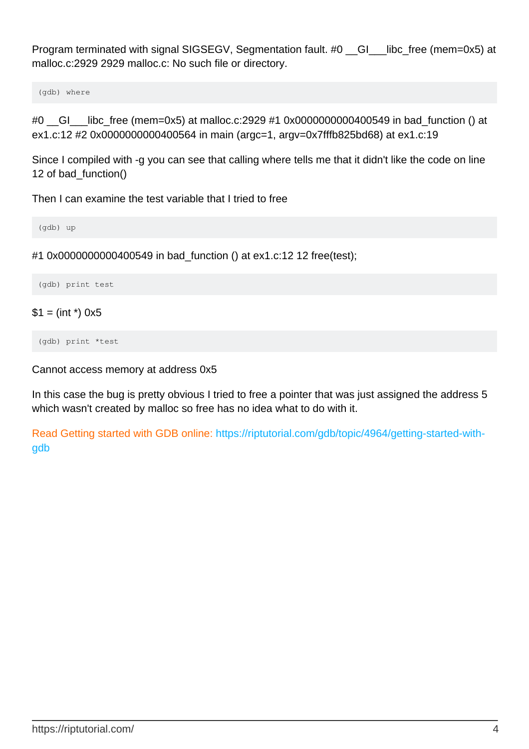Program terminated with signal SIGSEGV, Segmentation fault. #0 __GI___libc_free (mem=0x5) at malloc.c:2929 2929 malloc.c: No such file or directory.

```
(gdb) where
```

#0 __GI___libc_free (mem=0x5) at malloc.c:2929 #1 0x0000000000400549 in bad_function () at ex1.c:12 #2 0x0000000000400564 in main (argc=1, argv=0x7fffb825bd68) at ex1.c:19

Since I compiled with -g you can see that calling where tells me that it didn't like the code on line 12 of bad_function()

Then I can examine the test variable that I tried to free

```
(gdb) up
```

#1 0x0000000000400549 in bad_function () at ex1.c:12 12 free(test);

```
(gdb) print test
```

$1 = (int *) 0x5

```
(gdb) print *test
```

Cannot access memory at address 0x5

In this case the bug is pretty obvious I tried to free a pointer that was just assigned the address 5 which wasn't created by malloc so free has no idea what to do with it.

Read Getting started with GDB online: https://riptutorial.com/gdb/topic/4964/getting-started-with-gdb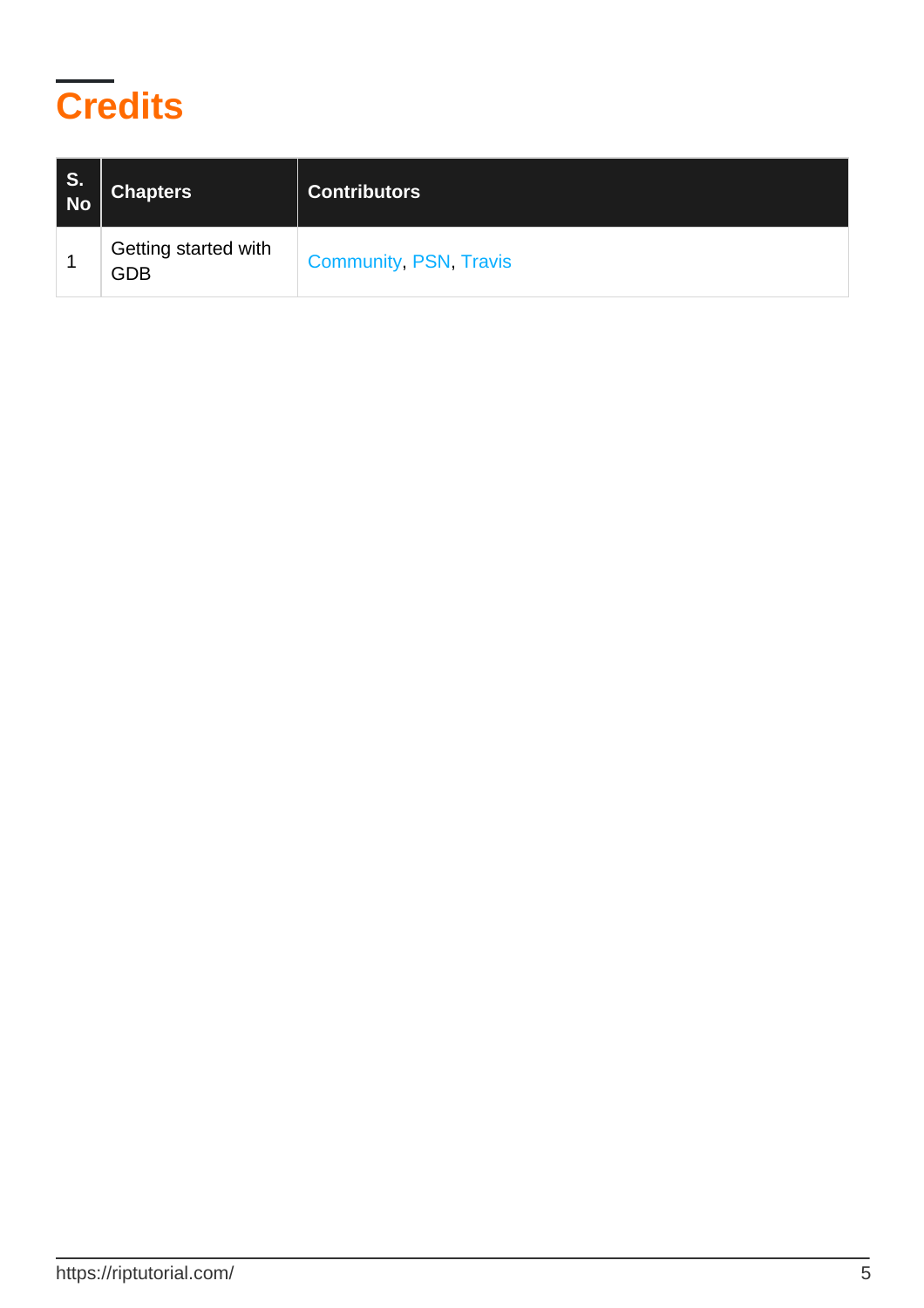# Credits

| S. No | Chapters | Contributors |
|---|---|---|
| 1 | Getting started with GDB | Community, PSN, Travis |